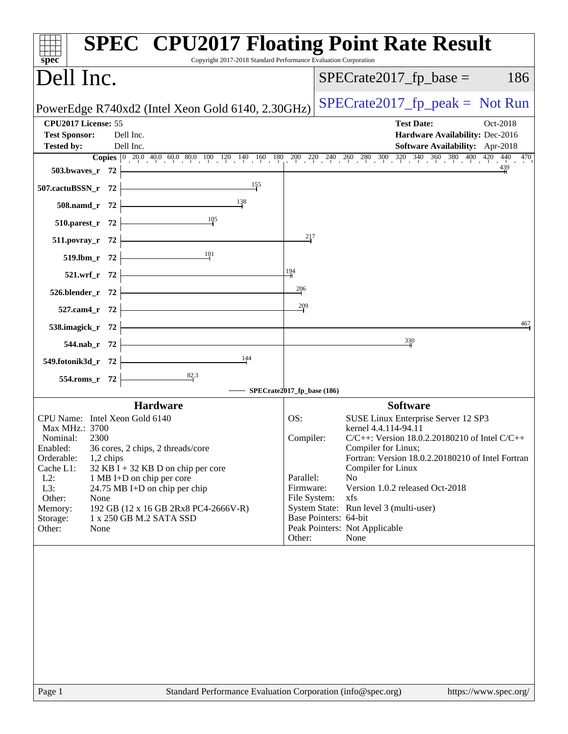# SPEC CPU2017 Floating Point Rate Result

Copyright 2017-2018 Standard Performance Evaluation Corporation

## Dell Inc.

PowerEdge R740xd2 (Intel Xeon Gold 6140, 2.30GHz)

SPECrate2017_fp_base = 186

SPECrate2017_fp_peak = Not Run

**CPU2017 License:** 55
**Test Sponsor:** Dell Inc.
**Tested by:** Dell Inc.

**Test Date:** Oct-2018
**Hardware Availability:** Dec-2016
**Software Availability:** Apr-2018

| Benchmark | Copies | SPECrate2017_fp_base |
|---|---|---|
| 503.bwaves_r | 72 | 439 |
| 507.cactuBSSN_r | 72 | 155 |
| 508.namd_r | 72 | 138 |
| 510.parest_r | 72 | 105 |
| 511.povray_r | 72 | 217 |
| 519.lbm_r | 72 | 101 |
| 521.wrf_r | 72 | 194 |
| 526.blender_r | 72 | 206 |
| 527.cam4_r | 72 | 209 |
| 538.imagick_r | 72 | 467 |
| 544.nab_r | 72 | 330 |
| 549.fotonik3d_r | 72 | 144 |
| 554.roms_r | 72 | 82.3 |

SPECrate2017_fp_base (186)

### Hardware

| | |
|---|---|
| CPU Name: | Intel Xeon Gold 6140 |
| Max MHz.: | 3700 |
| Nominal: | 2300 |
| Enabled: | 36 cores, 2 chips, 2 threads/core |
| Orderable: | 1,2 chips |
| Cache L1: | 32 KB I + 32 KB D on chip per core |
| L2: | 1 MB I+D on chip per core |
| L3: | 24.75 MB I+D on chip per chip |
| Other: | None |
| Memory: | 192 GB (12 x 16 GB 2Rx8 PC4-2666V-R) |
| Storage: | 1 x 250 GB M.2 SATA SSD |
| Other: | None |

### Software

| | |
|---|---|
| OS: | SUSE Linux Enterprise Server 12 SP3 kernel 4.4.114-94.11 |
| Compiler: | C/C++: Version 18.0.2.20180210 of Intel C/C++ Compiler for Linux; Fortran: Version 18.0.2.20180210 of Intel Fortran Compiler for Linux |
| Parallel: | No |
| Firmware: | Version 1.0.2 released Oct-2018 |
| File System: | xfs |
| System State: | Run level 3 (multi-user) |
| Base Pointers: | 64-bit |
| Peak Pointers: | Not Applicable |
| Other: | None |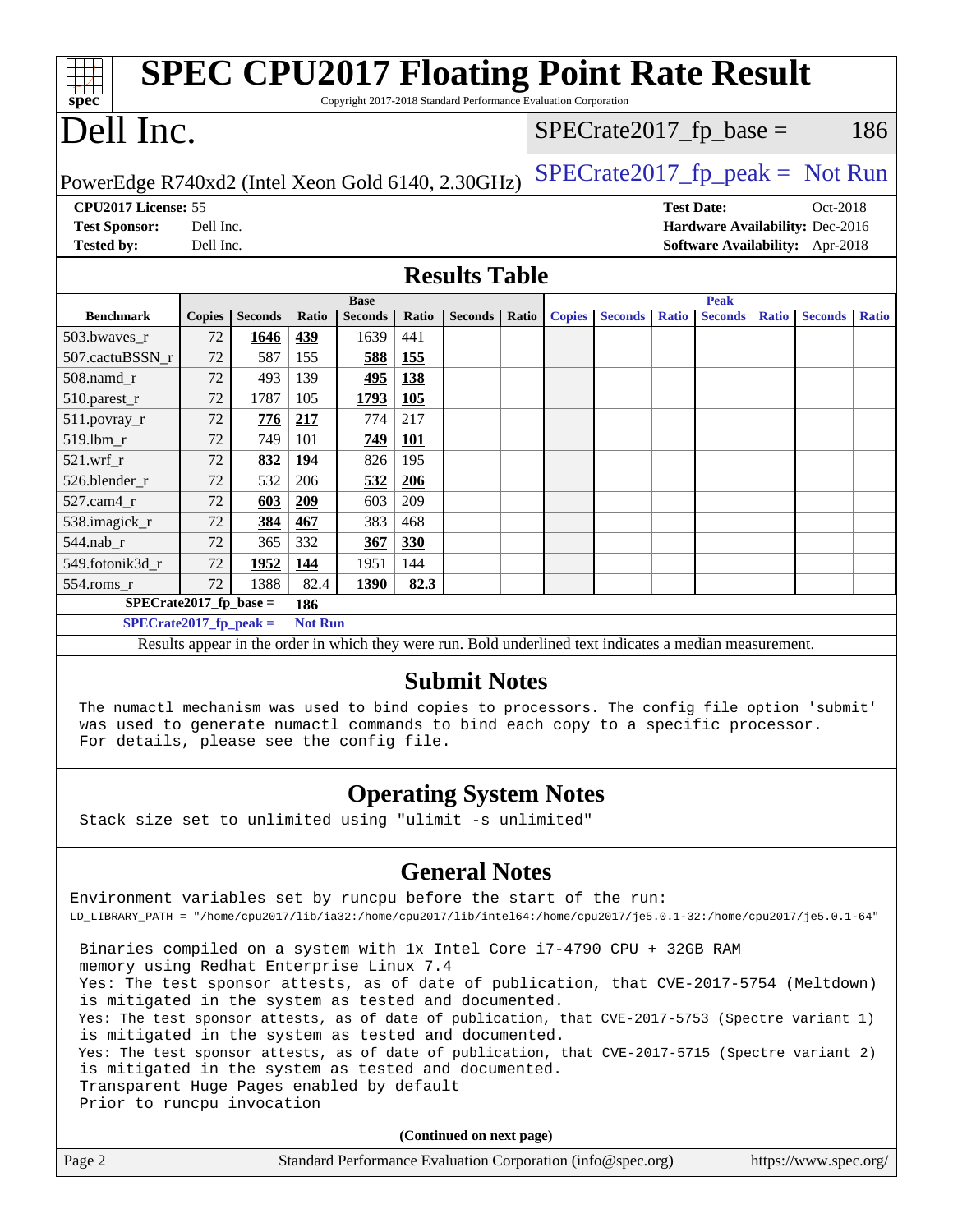# SPEC CPU2017 Floating Point Rate Result

Copyright 2017-2018 Standard Performance Evaluation Corporation

# Dell Inc.

PowerEdge R740xd2 (Intel Xeon Gold 6140, 2.30GHz)

SPECrate2017_fp_base = 186

SPECrate2017_fp_peak = Not Run

**CPU2017 License:** 55
**Test Sponsor:** Dell Inc.
**Tested by:** Dell Inc.

**Test Date:** Oct-2018
**Hardware Availability:** Dec-2016
**Software Availability:** Apr-2018

## Results Table

| | Base | | | | | | | Peak | | | | | | |
|---|---|---|---|---|---|---|---|---|---|---|---|---|---|---|
| **Benchmark** | **Copies** | **Seconds** | **Ratio** | **Seconds** | **Ratio** | **Seconds** | **Ratio** | **Copies** | **Seconds** | **Ratio** | **Seconds** | **Ratio** | **Seconds** | **Ratio** |
| 503.bwaves_r | 72 | **1646** | **439** | 1639 | 441 | | | | | | | | | |
| 507.cactuBSSN_r | 72 | 587 | 155 | **588** | **155** | | | | | | | | | |
| 508.namd_r | 72 | 493 | 139 | **495** | **138** | | | | | | | | | |
| 510.parest_r | 72 | 1787 | 105 | **1793** | **105** | | | | | | | | | |
| 511.povray_r | 72 | **776** | **217** | 774 | 217 | | | | | | | | | |
| 519.lbm_r | 72 | 749 | 101 | **749** | **101** | | | | | | | | | |
| 521.wrf_r | 72 | **832** | **194** | 826 | 195 | | | | | | | | | |
| 526.blender_r | 72 | 532 | 206 | **532** | **206** | | | | | | | | | |
| 527.cam4_r | 72 | **603** | **209** | 603 | 209 | | | | | | | | | |
| 538.imagick_r | 72 | **384** | **467** | 383 | 468 | | | | | | | | | |
| 544.nab_r | 72 | 365 | 332 | **367** | **330** | | | | | | | | | |
| 549.fotonik3d_r | 72 | **1952** | **144** | 1951 | 144 | | | | | | | | | |
| 554.roms_r | 72 | 1388 | 82.4 | **1390** | **82.3** | | | | | | | | | |

**SPECrate2017_fp_base = 186**

**SPECrate2017_fp_peak = Not Run**

Results appear in the order in which they were run. Bold underlined text indicates a median measurement.

## Submit Notes

```
The numactl mechanism was used to bind copies to processors. The config file option 'submit'
was used to generate numactl commands to bind each copy to a specific processor.
For details, please see the config file.
```

## Operating System Notes

```
Stack size set to unlimited using "ulimit -s unlimited"
```

## General Notes

```
Environment variables set by runcpu before the start of the run:
LD_LIBRARY_PATH = "/home/cpu2017/lib/ia32:/home/cpu2017/lib/intel64:/home/cpu2017/je5.0.1-32:/home/cpu2017/je5.0.1-64"

 Binaries compiled on a system with 1x Intel Core i7-4790 CPU + 32GB RAM
 memory using Redhat Enterprise Linux 7.4
 Yes: The test sponsor attests, as of date of publication, that CVE-2017-5754 (Meltdown)
 is mitigated in the system as tested and documented.
 Yes: The test sponsor attests, as of date of publication, that CVE-2017-5753 (Spectre variant 1)
 is mitigated in the system as tested and documented.
 Yes: The test sponsor attests, as of date of publication, that CVE-2017-5715 (Spectre variant 2)
 is mitigated in the system as tested and documented.
 Transparent Huge Pages enabled by default
 Prior to runcpu invocation
```

**(Continued on next page)**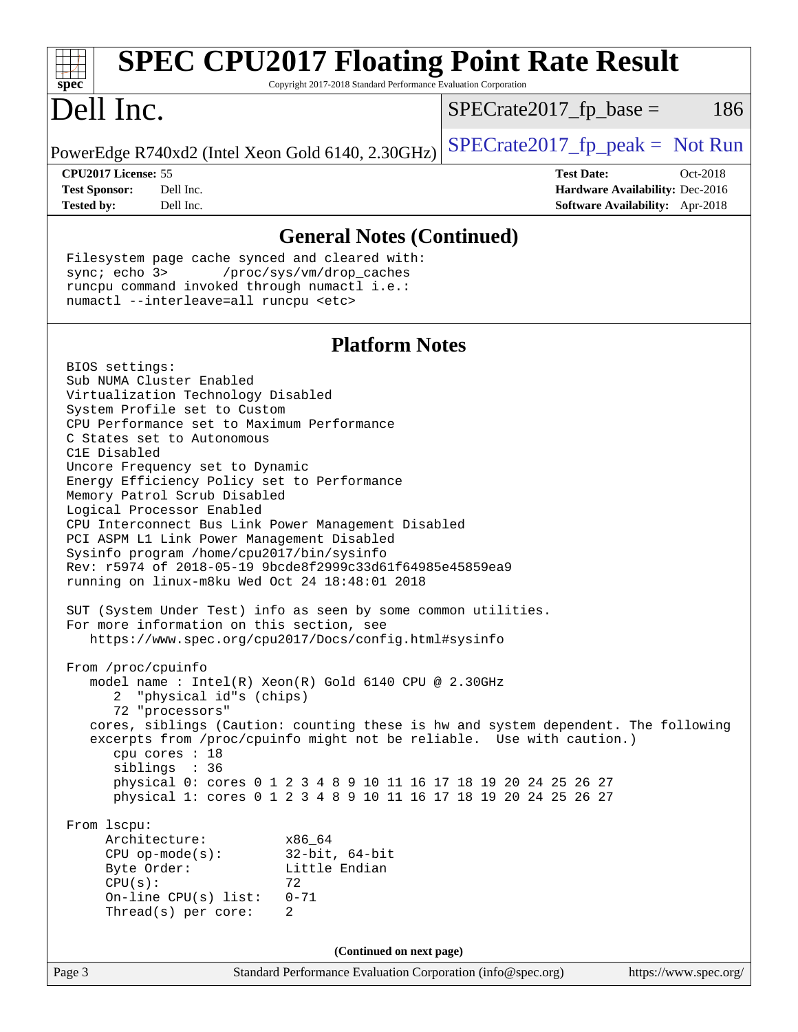# SPEC CPU2017 Floating Point Rate Result

Copyright 2017-2018 Standard Performance Evaluation Corporation

# Dell Inc.

PowerEdge R740xd2 (Intel Xeon Gold 6140, 2.30GHz)

SPECrate2017_fp_base = 186

SPECrate2017_fp_peak = Not Run

**CPU2017 License:** 55
**Test Sponsor:** Dell Inc.
**Tested by:** Dell Inc.

**Test Date:** Oct-2018
**Hardware Availability:** Dec-2016
**Software Availability:** Apr-2018

## General Notes (Continued)

```
Filesystem page cache synced and cleared with:
sync; echo 3>       /proc/sys/vm/drop_caches
runcpu command invoked through numactl i.e.:
numactl --interleave=all runcpu <etc>
```

## Platform Notes

```
BIOS settings:
Sub NUMA Cluster Enabled
Virtualization Technology Disabled
System Profile set to Custom
CPU Performance set to Maximum Performance
C States set to Autonomous
C1E Disabled
Uncore Frequency set to Dynamic
Energy Efficiency Policy set to Performance
Memory Patrol Scrub Disabled
Logical Processor Enabled
CPU Interconnect Bus Link Power Management Disabled
PCI ASPM L1 Link Power Management Disabled
Sysinfo program /home/cpu2017/bin/sysinfo
Rev: r5974 of 2018-05-19 9bcde8f2999c33d61f64985e45859ea9
running on linux-m8ku Wed Oct 24 18:48:01 2018

SUT (System Under Test) info as seen by some common utilities.
For more information on this section, see
   https://www.spec.org/cpu2017/Docs/config.html#sysinfo

From /proc/cpuinfo
   model name : Intel(R) Xeon(R) Gold 6140 CPU @ 2.30GHz
      2  "physical id"s (chips)
      72 "processors"
   cores, siblings (Caution: counting these is hw and system dependent. The following
   excerpts from /proc/cpuinfo might not be reliable.  Use with caution.)
      cpu cores : 18
      siblings  : 36
      physical 0: cores 0 1 2 3 4 8 9 10 11 16 17 18 19 20 24 25 26 27
      physical 1: cores 0 1 2 3 4 8 9 10 11 16 17 18 19 20 24 25 26 27

From lscpu:
     Architecture:          x86_64
     CPU op-mode(s):        32-bit, 64-bit
     Byte Order:            Little Endian
     CPU(s):                72
     On-line CPU(s) list:   0-71
     Thread(s) per core:    2
```

**(Continued on next page)**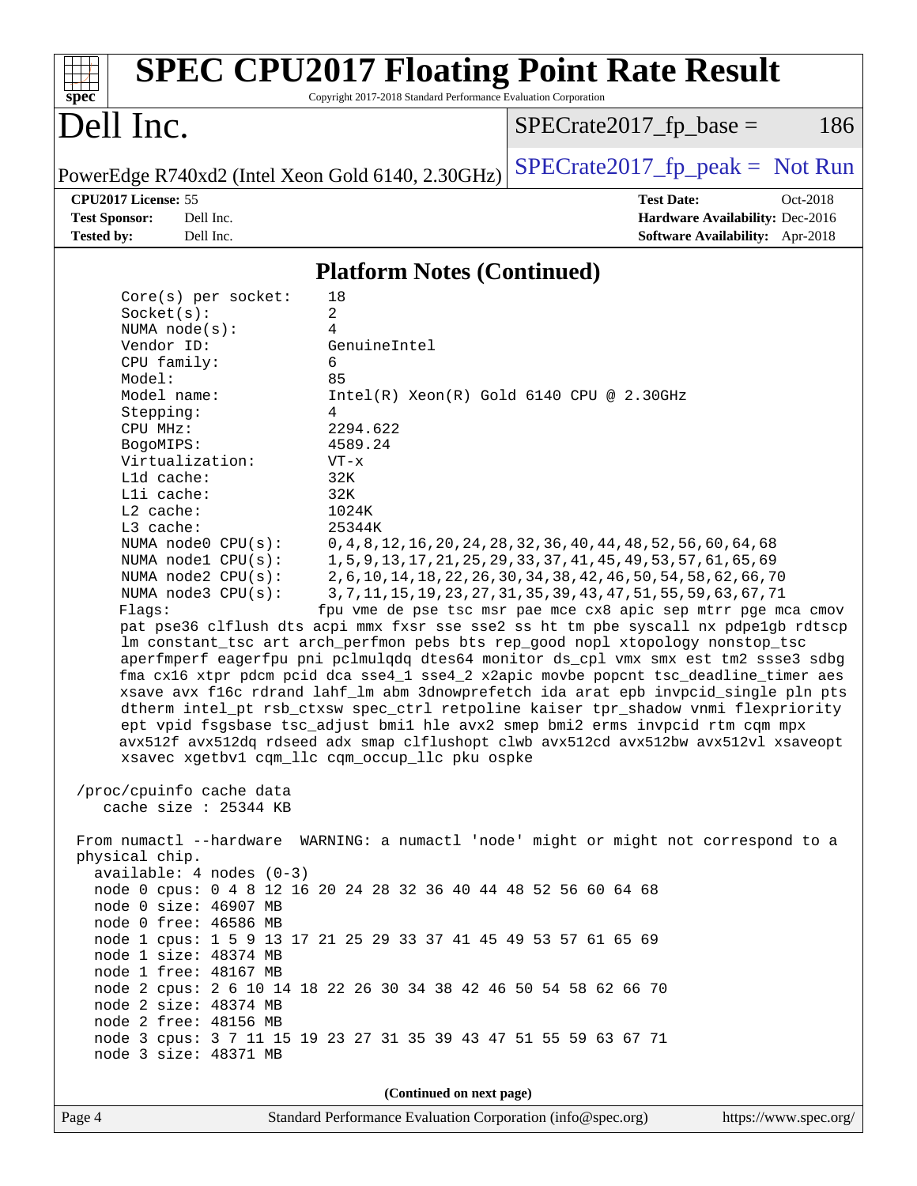## Platform Notes (Continued)

```
    Core(s) per socket:    18
    Socket(s):             2
    NUMA node(s):          4
    Vendor ID:             GenuineIntel
    CPU family:            6
    Model:                 85
    Model name:            Intel(R) Xeon(R) Gold 6140 CPU @ 2.30GHz
    Stepping:              4
    CPU MHz:               2294.622
    BogoMIPS:              4589.24
    Virtualization:        VT-x
    L1d cache:             32K
    L1i cache:             32K
    L2 cache:              1024K
    L3 cache:              25344K
    NUMA node0 CPU(s):     0,4,8,12,16,20,24,28,32,36,40,44,48,52,56,60,64,68
    NUMA node1 CPU(s):     1,5,9,13,17,21,25,29,33,37,41,45,49,53,57,61,65,69
    NUMA node2 CPU(s):     2,6,10,14,18,22,26,30,34,38,42,46,50,54,58,62,66,70
    NUMA node3 CPU(s):     3,7,11,15,19,23,27,31,35,39,43,47,51,55,59,63,67,71
    Flags:                fpu vme de pse tsc msr pae mce cx8 apic sep mtrr pge mca cmov
    pat pse36 clflush dts acpi mmx fxsr sse sse2 ss ht tm pbe syscall nx pdpe1gb rdtscp
    lm constant_tsc art arch_perfmon pebs bts rep_good nopl xtopology nonstop_tsc
    aperfmperf eagerfpu pni pclmulqdq dtes64 monitor ds_cpl vmx smx est tm2 ssse3 sdbg
    fma cx16 xtpr pdcm pcid dca sse4_1 sse4_2 x2apic movbe popcnt tsc_deadline_timer aes
    xsave avx f16c rdrand lahf_lm abm 3dnowprefetch ida arat epb invpcid_single pln pts
    dtherm intel_pt rsb_ctxsw spec_ctrl retpoline kaiser tpr_shadow vnmi flexpriority
    ept vpid fsgsbase tsc_adjust bmi1 hle avx2 smep bmi2 erms invpcid rtm cqm mpx
    avx512f avx512dq rdseed adx smap clflushopt clwb avx512cd avx512bw avx512vl xsaveopt
    xsavec xgetbv1 cqm_llc cqm_occup_llc pku ospke

 /proc/cpuinfo cache data
    cache size : 25344 KB

 From numactl --hardware  WARNING: a numactl 'node' might or might not correspond to a
 physical chip.
   available: 4 nodes (0-3)
   node 0 cpus: 0 4 8 12 16 20 24 28 32 36 40 44 48 52 56 60 64 68
   node 0 size: 46907 MB
   node 0 free: 46586 MB
   node 1 cpus: 1 5 9 13 17 21 25 29 33 37 41 45 49 53 57 61 65 69
   node 1 size: 48374 MB
   node 1 free: 48167 MB
   node 2 cpus: 2 6 10 14 18 22 26 30 34 38 42 46 50 54 58 62 66 70
   node 2 size: 48374 MB
   node 2 free: 48156 MB
   node 3 cpus: 3 7 11 15 19 23 27 31 35 39 43 47 51 55 59 63 67 71
   node 3 size: 48371 MB
```

**(Continued on next page)**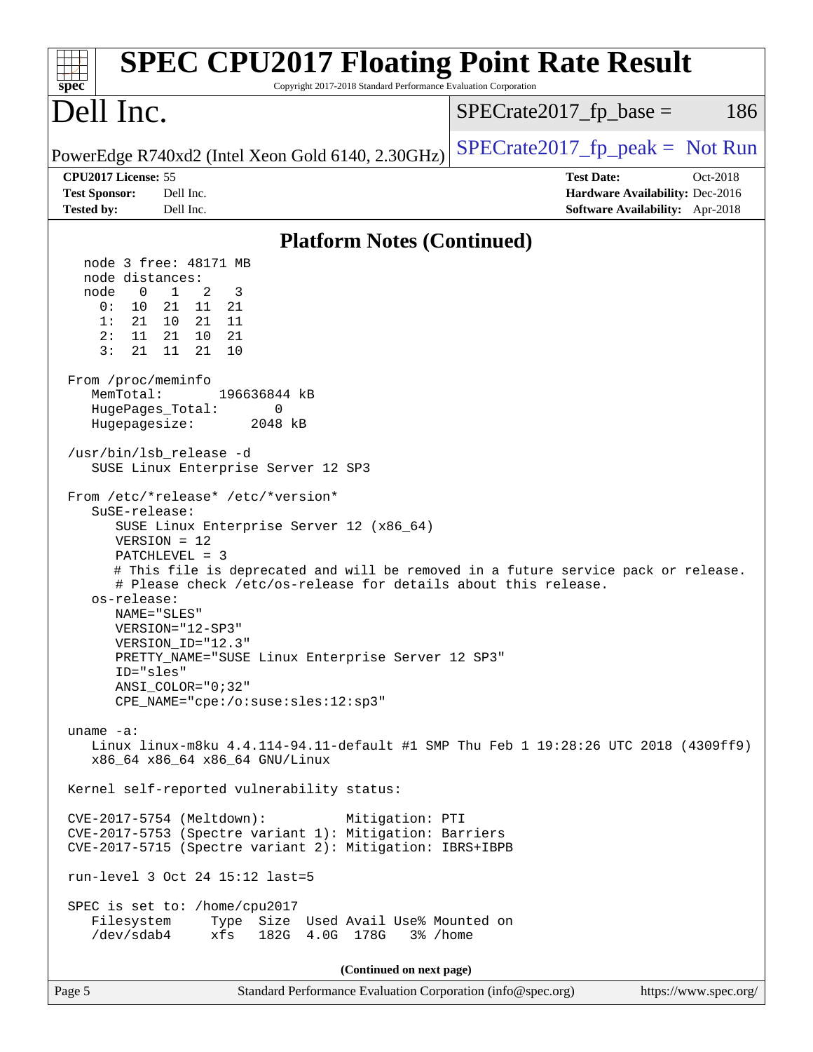## Platform Notes (Continued)

```
  node 3 free: 48171 MB
  node distances:
  node   0   1   2   3
    0:  10  21  11  21
    1:  21  10  21  11
    2:  11  21  10  21
    3:  21  11  21  10

From /proc/meminfo
   MemTotal:       196636844 kB
   HugePages_Total:       0
   Hugepagesize:       2048 kB

/usr/bin/lsb_release -d
   SUSE Linux Enterprise Server 12 SP3

From /etc/*release* /etc/*version*
   SuSE-release:
      SUSE Linux Enterprise Server 12 (x86_64)
      VERSION = 12
      PATCHLEVEL = 3
      # This file is deprecated and will be removed in a future service pack or release.
      # Please check /etc/os-release for details about this release.
   os-release:
      NAME="SLES"
      VERSION="12-SP3"
      VERSION_ID="12.3"
      PRETTY_NAME="SUSE Linux Enterprise Server 12 SP3"
      ID="sles"
      ANSI_COLOR="0;32"
      CPE_NAME="cpe:/o:suse:sles:12:sp3"

uname -a:
   Linux linux-m8ku 4.4.114-94.11-default #1 SMP Thu Feb 1 19:28:26 UTC 2018 (4309ff9)
   x86_64 x86_64 x86_64 GNU/Linux

Kernel self-reported vulnerability status:

CVE-2017-5754 (Meltdown):          Mitigation: PTI
CVE-2017-5753 (Spectre variant 1): Mitigation: Barriers
CVE-2017-5715 (Spectre variant 2): Mitigation: IBRS+IBPB

run-level 3 Oct 24 15:12 last=5

SPEC is set to: /home/cpu2017
   Filesystem     Type  Size  Used Avail Use% Mounted on
   /dev/sdab4     xfs   182G  4.0G  178G   3% /home
```

(Continued on next page)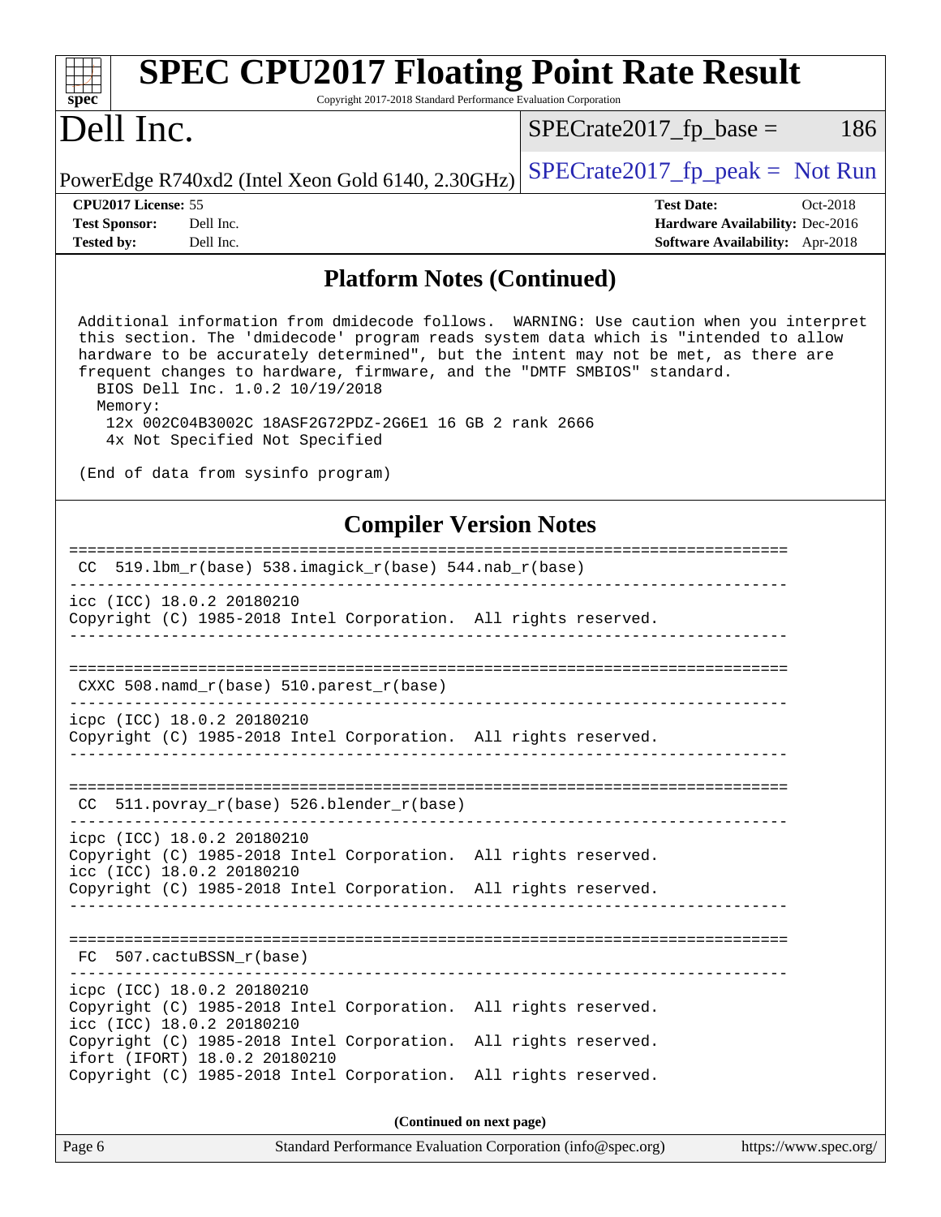## Platform Notes (Continued)

```
Additional information from dmidecode follows.  WARNING: Use caution when you interpret
this section. The 'dmidecode' program reads system data which is "intended to allow
hardware to be accurately determined", but the intent may not be met, as there are
frequent changes to hardware, firmware, and the "DMTF SMBIOS" standard.
  BIOS Dell Inc. 1.0.2 10/19/2018
  Memory:
    12x 002C04B3002C 18ASF2G72PDZ-2G6E1 16 GB 2 rank 2666
    4x Not Specified Not Specified

(End of data from sysinfo program)
```

## Compiler Version Notes

```
==============================================================================
 CC  519.lbm_r(base) 538.imagick_r(base) 544.nab_r(base)
------------------------------------------------------------------------------
icc (ICC) 18.0.2 20180210
Copyright (C) 1985-2018 Intel Corporation.  All rights reserved.
------------------------------------------------------------------------------

==============================================================================
 CXXC 508.namd_r(base) 510.parest_r(base)
------------------------------------------------------------------------------
icpc (ICC) 18.0.2 20180210
Copyright (C) 1985-2018 Intel Corporation.  All rights reserved.
------------------------------------------------------------------------------

==============================================================================
 CC  511.povray_r(base) 526.blender_r(base)
------------------------------------------------------------------------------
icpc (ICC) 18.0.2 20180210
Copyright (C) 1985-2018 Intel Corporation.  All rights reserved.
icc (ICC) 18.0.2 20180210
Copyright (C) 1985-2018 Intel Corporation.  All rights reserved.
------------------------------------------------------------------------------

==============================================================================
 FC  507.cactuBSSN_r(base)
------------------------------------------------------------------------------
icpc (ICC) 18.0.2 20180210
Copyright (C) 1985-2018 Intel Corporation.  All rights reserved.
icc (ICC) 18.0.2 20180210
Copyright (C) 1985-2018 Intel Corporation.  All rights reserved.
ifort (IFORT) 18.0.2 20180210
Copyright (C) 1985-2018 Intel Corporation.  All rights reserved.
```

**(Continued on next page)**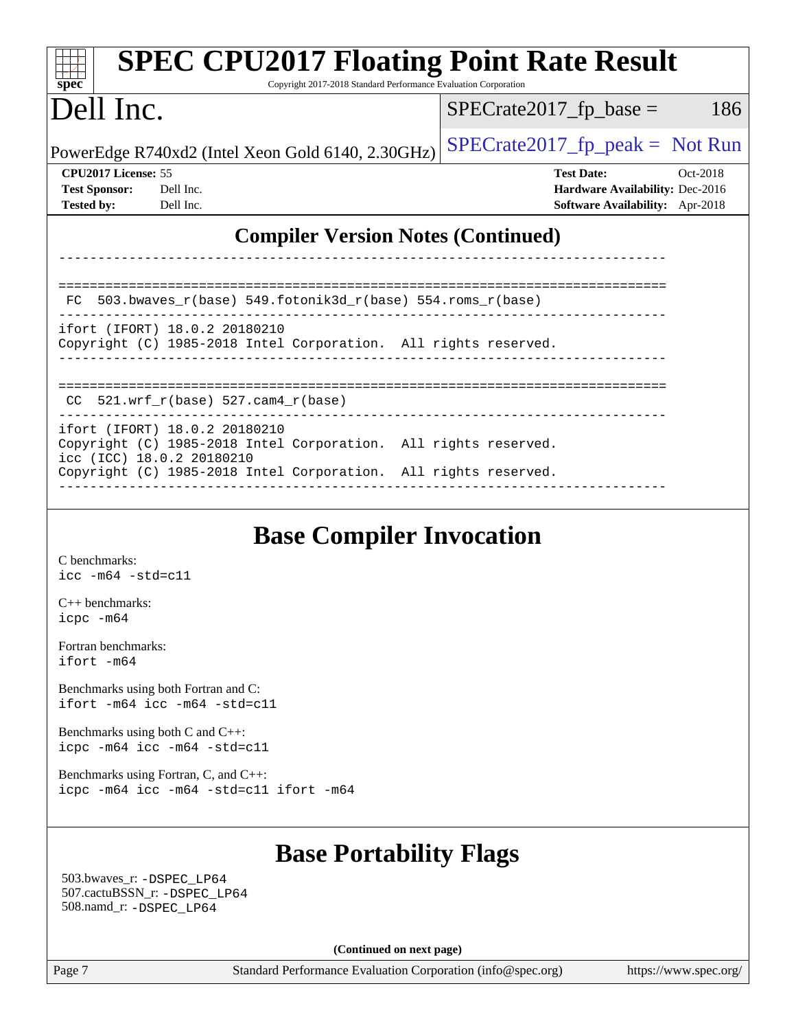## Compiler Version Notes (Continued)

```
------------------------------------------------------------------------------

==============================================================================
 FC  503.bwaves_r(base) 549.fotonik3d_r(base) 554.roms_r(base)
------------------------------------------------------------------------------
ifort (IFORT) 18.0.2 20180210
Copyright (C) 1985-2018 Intel Corporation.  All rights reserved.
------------------------------------------------------------------------------

==============================================================================
 CC  521.wrf_r(base) 527.cam4_r(base)
------------------------------------------------------------------------------
ifort (IFORT) 18.0.2 20180210
Copyright (C) 1985-2018 Intel Corporation.  All rights reserved.
icc (ICC) 18.0.2 20180210
Copyright (C) 1985-2018 Intel Corporation.  All rights reserved.
------------------------------------------------------------------------------
```

## Base Compiler Invocation

C benchmarks:
`icc -m64 -std=c11`

C++ benchmarks:
`icpc -m64`

Fortran benchmarks:
`ifort -m64`

Benchmarks using both Fortran and C:
`ifort -m64 icc -m64 -std=c11`

Benchmarks using both C and C++:
`icpc -m64 icc -m64 -std=c11`

Benchmarks using Fortran, C, and C++:
`icpc -m64 icc -m64 -std=c11 ifort -m64`

## Base Portability Flags

503.bwaves_r: `-DSPEC_LP64`
507.cactuBSSN_r: `-DSPEC_LP64`
508.namd_r: `-DSPEC_LP64`

**(Continued on next page)**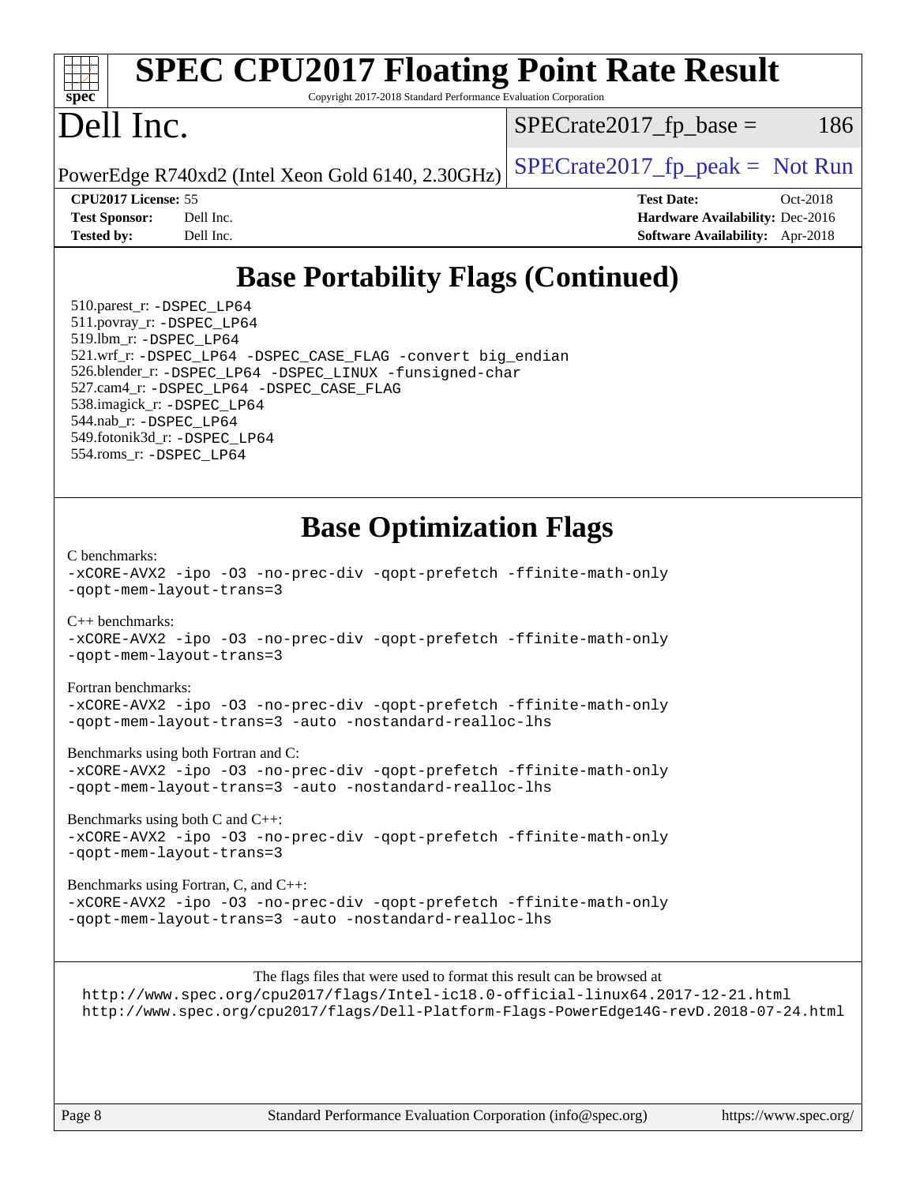## Base Portability Flags (Continued)

510.parest_r: -DSPEC_LP64
511.povray_r: -DSPEC_LP64
519.lbm_r: -DSPEC_LP64
521.wrf_r: -DSPEC_LP64 -DSPEC_CASE_FLAG -convert big_endian
526.blender_r: -DSPEC_LP64 -DSPEC_LINUX -funsigned-char
527.cam4_r: -DSPEC_LP64 -DSPEC_CASE_FLAG
538.imagick_r: -DSPEC_LP64
544.nab_r: -DSPEC_LP64
549.fotonik3d_r: -DSPEC_LP64
554.roms_r: -DSPEC_LP64

## Base Optimization Flags

C benchmarks:
-xCORE-AVX2 -ipo -O3 -no-prec-div -qopt-prefetch -ffinite-math-only -qopt-mem-layout-trans=3

C++ benchmarks:
-xCORE-AVX2 -ipo -O3 -no-prec-div -qopt-prefetch -ffinite-math-only -qopt-mem-layout-trans=3

Fortran benchmarks:
-xCORE-AVX2 -ipo -O3 -no-prec-div -qopt-prefetch -ffinite-math-only -qopt-mem-layout-trans=3 -auto -nostandard-realloc-lhs

Benchmarks using both Fortran and C:
-xCORE-AVX2 -ipo -O3 -no-prec-div -qopt-prefetch -ffinite-math-only -qopt-mem-layout-trans=3 -auto -nostandard-realloc-lhs

Benchmarks using both C and C++:
-xCORE-AVX2 -ipo -O3 -no-prec-div -qopt-prefetch -ffinite-math-only -qopt-mem-layout-trans=3

Benchmarks using Fortran, C, and C++:
-xCORE-AVX2 -ipo -O3 -no-prec-div -qopt-prefetch -ffinite-math-only -qopt-mem-layout-trans=3 -auto -nostandard-realloc-lhs

The flags files that were used to format this result can be browsed at
http://www.spec.org/cpu2017/flags/Intel-ic18.0-official-linux64.2017-12-21.html
http://www.spec.org/cpu2017/flags/Dell-Platform-Flags-PowerEdge14G-revD.2018-07-24.html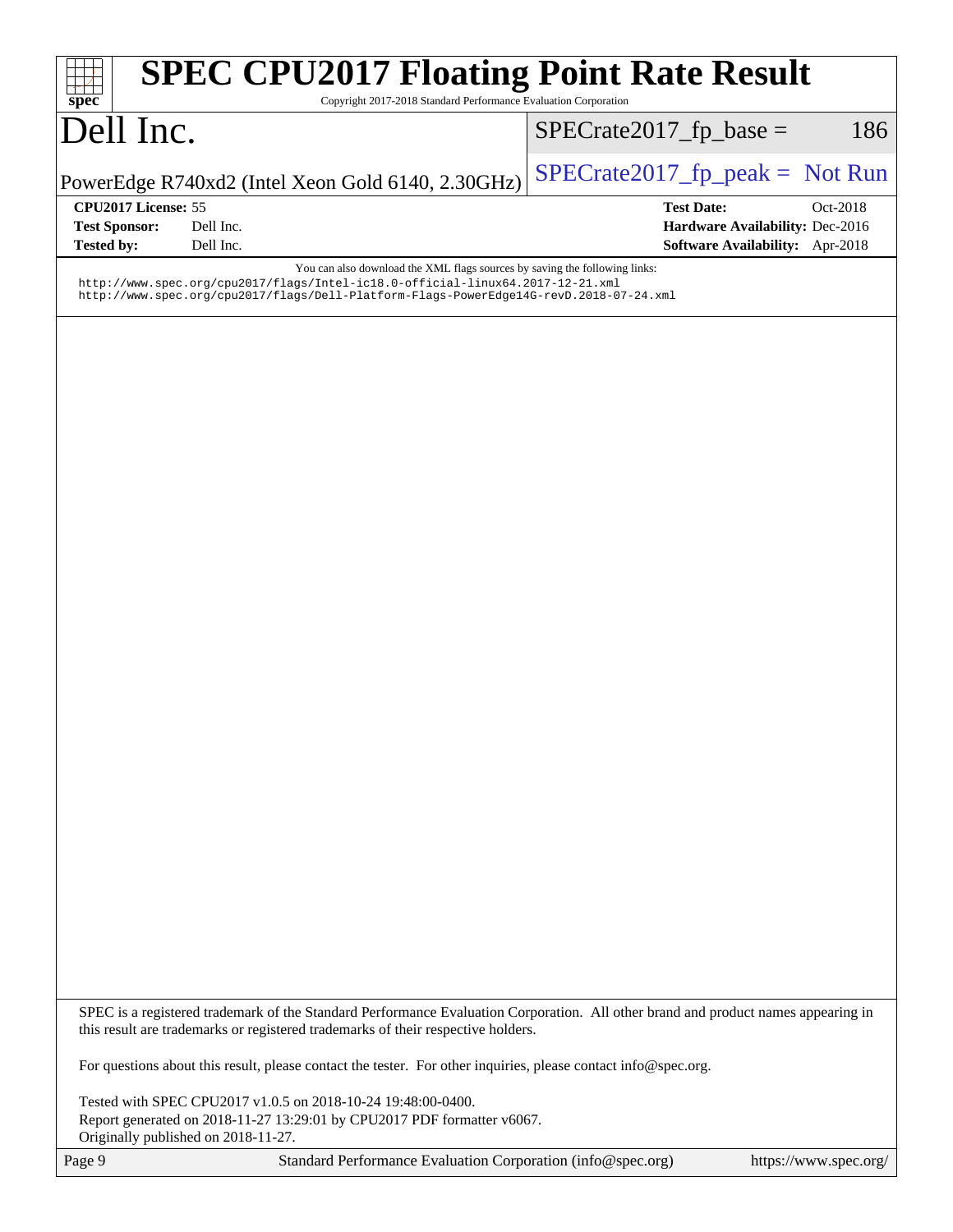You can also download the XML flags sources by saving the following links:

http://www.spec.org/cpu2017/flags/Intel-ic18.0-official-linux64.2017-12-21.xml
http://www.spec.org/cpu2017/flags/Dell-Platform-Flags-PowerEdge14G-revD.2018-07-24.xml

SPEC is a registered trademark of the Standard Performance Evaluation Corporation. All other brand and product names appearing in this result are trademarks or registered trademarks of their respective holders.

For questions about this result, please contact the tester. For other inquiries, please contact info@spec.org.

Tested with SPEC CPU2017 v1.0.5 on 2018-10-24 19:48:00-0400.
Report generated on 2018-11-27 13:29:01 by CPU2017 PDF formatter v6067.
Originally published on 2018-11-27.